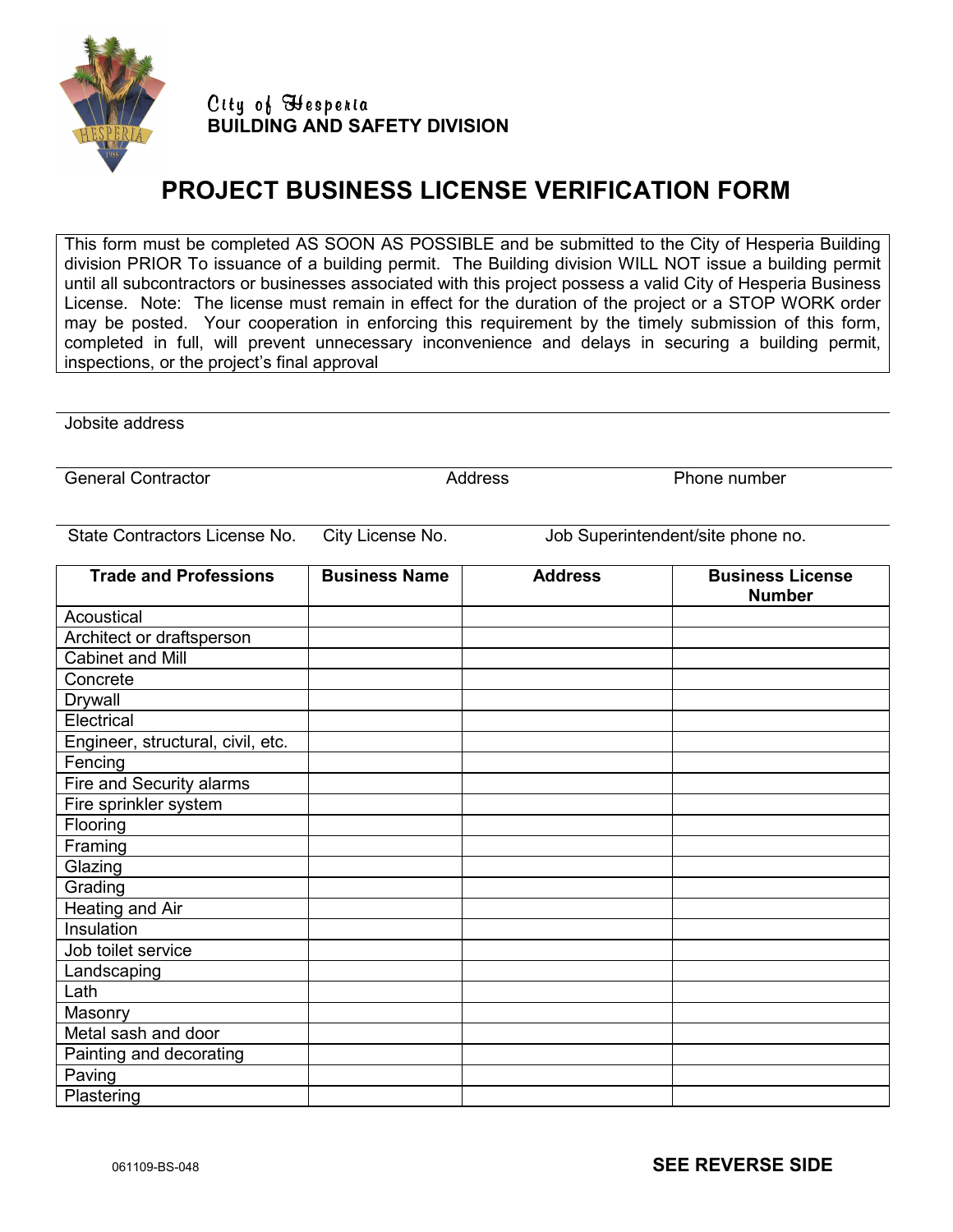City of Hesperia
**BUILDING AND SAFETY DIVISION**

# PROJECT BUSINESS LICENSE VERIFICATION FORM

This form must be completed AS SOON AS POSSIBLE and be submitted to the City of Hesperia Building division PRIOR To issuance of a building permit. The Building division WILL NOT issue a building permit until all subcontractors or businesses associated with this project possess a valid City of Hesperia Business License. Note: The license must remain in effect for the duration of the project or a STOP WORK order may be posted. Your cooperation in enforcing this requirement by the timely submission of this form, completed in full, will prevent unnecessary inconvenience and delays in securing a building permit, inspections, or the project's final approval

Jobsite address

General Contractor &emsp; Address &emsp; Phone number

State Contractors License No. &emsp; City License No. &emsp; Job Superintendent/site phone no.

| Trade and Professions | Business Name | Address | Business License Number |
|---|---|---|---|
| Acoustical | | | |
| Architect or draftsperson | | | |
| Cabinet and Mill | | | |
| Concrete | | | |
| Drywall | | | |
| Electrical | | | |
| Engineer, structural, civil, etc. | | | |
| Fencing | | | |
| Fire and Security alarms | | | |
| Fire sprinkler system | | | |
| Flooring | | | |
| Framing | | | |
| Glazing | | | |
| Grading | | | |
| Heating and Air | | | |
| Insulation | | | |
| Job toilet service | | | |
| Landscaping | | | |
| Lath | | | |
| Masonry | | | |
| Metal sash and door | | | |
| Painting and decorating | | | |
| Paving | | | |
| Plastering | | | |

061109-BS-048

**SEE REVERSE SIDE**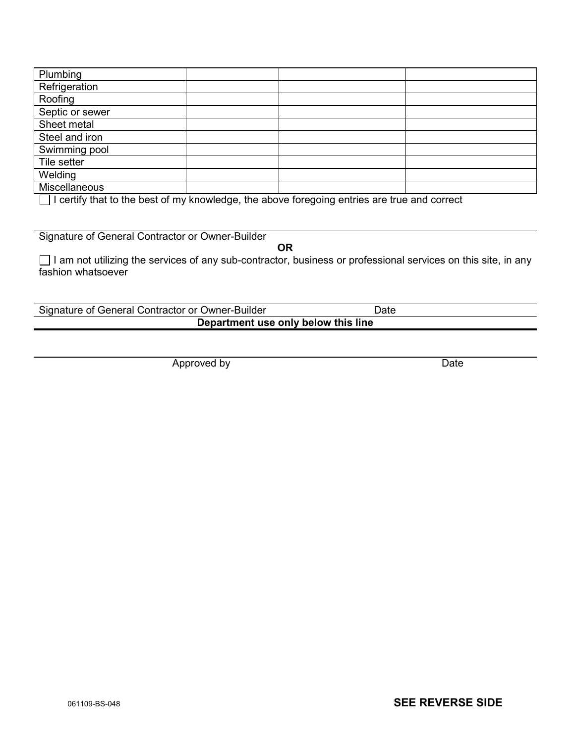| | | | |
|---|---|---|---|
| Plumbing | | | |
| Refrigeration | | | |
| Roofing | | | |
| Septic or sewer | | | |
| Sheet metal | | | |
| Steel and iron | | | |
| Swimming pool | | | |
| Tile setter | | | |
| Welding | | | |
| Miscellaneous | | | |

☐ I certify that to the best of my knowledge, the above foregoing entries are true and correct

Signature of General Contractor or Owner-Builder

**OR**

☐ I am not utilizing the services of any sub-contractor, business or professional services on this site, in any fashion whatsoever

Signature of General Contractor or Owner-Builder Date

**Department use only below this line**

Approved by Date

061109-BS-048

**SEE REVERSE SIDE**